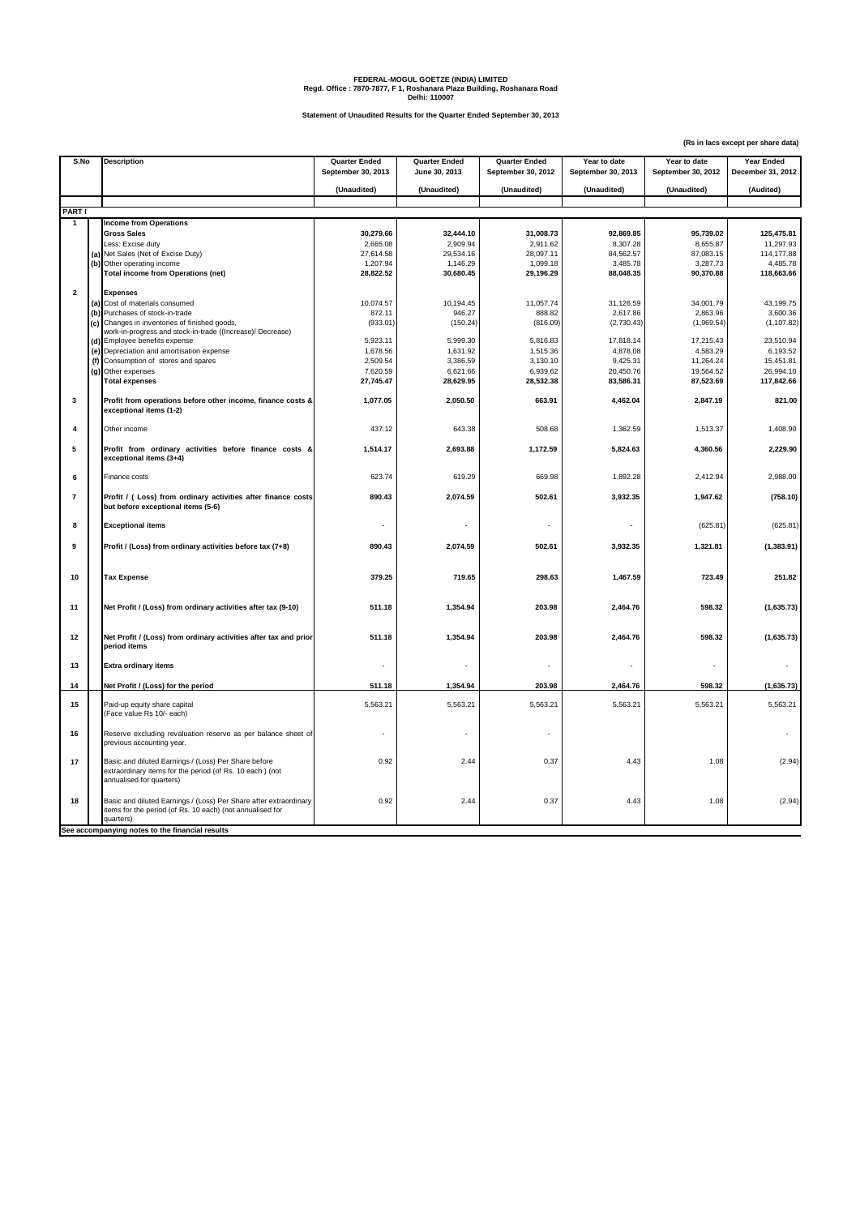**FEDERAL-MOGUL GOETZE (INDIA) LIMITED**
**Regd. Office : 7870-7877, F 1, Roshanara Plaza Building, Roshanara Road**
**Delhi: 110007**

**Statement of Unaudited Results for the Quarter Ended September 30, 2013**

**(Rs in lacs except per share data)**

| S.No | | Description | Quarter Ended September 30, 2013 | Quarter Ended June 30, 2013 | Quarter Ended September 30, 2012 | Year to date September 30, 2013 | Year to date September 30, 2012 | Year Ended December 31, 2012 |
|---|---|---|---|---|---|---|---|---|
| | | | (Unaudited) | (Unaudited) | (Unaudited) | (Unaudited) | (Unaudited) | (Audited) |
| **PART I** | | | | | | | | |
| **1** | | **Income from Operations** | | | | | | |
| | | **Gross Sales** | **30,279.66** | **32,444.10** | **31,008.73** | **92,869.85** | **95,739.02** | **125,475.81** |
| | | Less: Excise duty | 2,665.08 | 2,909.94 | 2,911.62 | 8,307.28 | 8,655.87 | 11,297.93 |
| | (a) | Net Sales (Net of Excise Duty) | 27,614.58 | 29,534.16 | 28,097.11 | 84,562.57 | 87,083.15 | 114,177.88 |
| | (b) | Other operating income | 1,207.94 | 1,146.29 | 1,099.18 | 3,485.78 | 3,287.73 | 4,485.78 |
| | | **Total income from Operations (net)** | **28,822.52** | **30,680.45** | **29,196.29** | **88,048.35** | **90,370.88** | **118,663.66** |
| **2** | | **Expenses** | | | | | | |
| | (a) | Cost of materials consumed | 10,074.57 | 10,194.45 | 11,057.74 | 31,126.59 | 34,001.79 | 43,199.75 |
| | (b) | Purchases of stock-in-trade | 872.11 | 946.27 | 888.82 | 2,617.86 | 2,863.96 | 3,600.36 |
| | (c) | Changes in inventories of finished goods, work-in-progress and stock-in-trade ((Increase)/ Decrease) | (933.01) | (150.24) | (816.09) | (2,730.43) | (1,969.54) | (1,107.82) |
| | (d) | Employee benefits expense | 5,923.11 | 5,999.30 | 5,816.83 | 17,818.14 | 17,215.43 | 23,510.94 |
| | (e) | Depreciation and amortisation expense | 1,678.56 | 1,631.92 | 1,515.36 | 4,878.08 | 4,583.29 | 6,193.52 |
| | (f) | Consumption of stores and spares | 2,509.54 | 3,386.59 | 3,130.10 | 9,425.31 | 11,264.24 | 15,451.81 |
| | (g) | Other expenses | 7,620.59 | 6,621.66 | 6,939.62 | 20,450.76 | 19,564.52 | 26,994.10 |
| | | **Total expenses** | **27,745.47** | **28,629.95** | **28,532.38** | **83,586.31** | **87,523.69** | **117,842.66** |
| **3** | | **Profit from operations before other income, finance costs & exceptional items (1-2)** | **1,077.05** | **2,050.50** | **663.91** | **4,462.04** | **2,847.19** | **821.00** |
| **4** | | Other income | 437.12 | 643.38 | 508.68 | 1,362.59 | 1,513.37 | 1,408.90 |
| **5** | | **Profit from ordinary activities before finance costs & exceptional items (3+4)** | **1,514.17** | **2,693.88** | **1,172.59** | **5,824.63** | **4,360.56** | **2,229.90** |
| **6** | | Finance costs | 623.74 | 619.29 | 669.98 | 1,892.28 | 2,412.94 | 2,988.00 |
| **7** | | **Profit / ( Loss) from ordinary activities after finance costs but before exceptional items (5-6)** | **890.43** | **2,074.59** | **502.61** | **3,932.35** | **1,947.62** | **(758.10)** |
| **8** | | **Exceptional items** | - | - | - | - | (625.81) | (625.81) |
| **9** | | **Profit / (Loss) from ordinary activities before tax (7+8)** | **890.43** | **2,074.59** | **502.61** | **3,932.35** | **1,321.81** | **(1,383.91)** |
| **10** | | **Tax Expense** | **379.25** | **719.65** | **298.63** | **1,467.59** | **723.49** | **251.82** |
| **11** | | **Net Profit / (Loss) from ordinary activities after tax (9-10)** | **511.18** | **1,354.94** | **203.98** | **2,464.76** | **598.32** | **(1,635.73)** |
| **12** | | **Net Profit / (Loss) from ordinary activities after tax and prior period items** | **511.18** | **1,354.94** | **203.98** | **2,464.76** | **598.32** | **(1,635.73)** |
| **13** | | **Extra ordinary items** | - | - | - | - | - | - |
| **14** | | **Net Profit / (Loss) for the period** | **511.18** | **1,354.94** | **203.98** | **2,464.76** | **598.32** | **(1,635.73)** |
| **15** | | Paid-up equity share capital (Face value Rs 10/- each) | 5,563.21 | 5,563.21 | 5,563.21 | 5,563.21 | 5,563.21 | 5,563.21 |
| **16** | | Reserve excluding revaluation reserve as per balance sheet of previous accounting year. | - | - | - | | | - |
| **17** | | Basic and diluted Earnings / (Loss) Per Share before extraordinary items for the period (of Rs. 10 each ) (not annualised for quarters) | 0.92 | 2.44 | 0.37 | 4.43 | 1.08 | (2.94) |
| **18** | | Basic and diluted Earnings / (Loss) Per Share after extraordinary items for the period (of Rs. 10 each) (not annualised for quarters) | 0.92 | 2.44 | 0.37 | 4.43 | 1.08 | (2.94) |

**See accompanying notes to the financial results**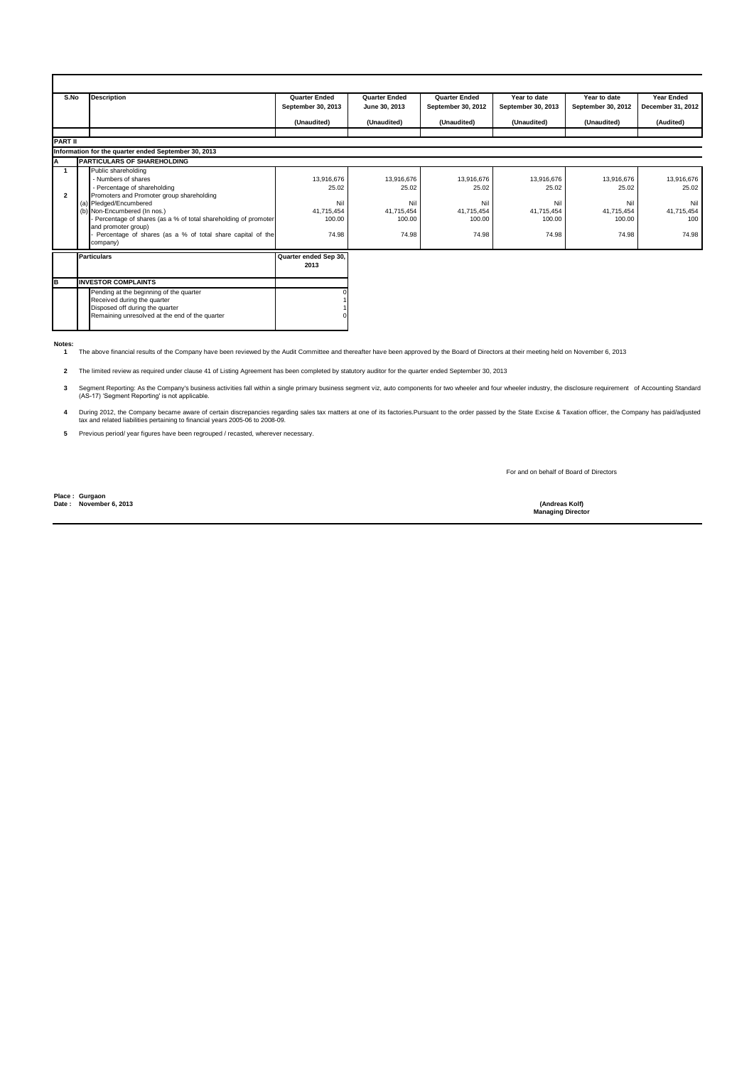| S.No | | Description | Quarter Ended September 30, 2013 | Quarter Ended June 30, 2013 | Quarter Ended September 30, 2012 | Year to date September 30, 2013 | Year to date September 30, 2012 | Year Ended December 31, 2012 |
|---|---|---|---|---|---|---|---|---|
| | | | (Unaudited) | (Unaudited) | (Unaudited) | (Unaudited) | (Unaudited) | (Audited) |
| **PART II** | | | | | | | | |
| **Information for the quarter ended September 30, 2013** | | | | | | | | |
| **A** | | **PARTICULARS OF SHAREHOLDING** | | | | | | |
| 1 | | Public shareholding | | | | | | |
| | | - Numbers of shares | 13,916,676 | 13,916,676 | 13,916,676 | 13,916,676 | 13,916,676 | 13,916,676 |
| | | - Percentage of shareholding | 25.02 | 25.02 | 25.02 | 25.02 | 25.02 | 25.02 |
| 2 | | Promoters and Promoter group shareholding | | | | | | |
| | (a) | Pledged/Encumbered | Nil | Nil | Nil | Nil | Nil | Nil |
| | (b) | Non-Encumbered (In nos.) | 41,715,454 | 41,715,454 | 41,715,454 | 41,715,454 | 41,715,454 | 41,715,454 |
| | | - Percentage of shares (as a % of total shareholding of promoter and promoter group) | 100.00 | 100.00 | 100.00 | 100.00 | 100.00 | 100 |
| | | - Percentage of shares (as a % of total share capital of the company) | 74.98 | 74.98 | 74.98 | 74.98 | 74.98 | 74.98 |

| | Particulars | Quarter ended Sep 30, 2013 |
|---|---|---|
| **B** | **INVESTOR COMPLAINTS** | |
| | Pending at the beginning of the quarter | 0 |
| | Received during the quarter | 1 |
| | Disposed off during the quarter | 1 |
| | Remaining unresolved at the end of the quarter | 0 |

**Notes:**

1. The above financial results of the Company have been reviewed by the Audit Committee and thereafter have been approved by the Board of Directors at their meeting held on November 6, 2013
2. The limited review as required under clause 41 of Listing Agreement has been completed by statutory auditor for the quarter ended September 30, 2013
3. Segment Reporting: As the Company's business activities fall within a single primary business segment viz, auto components for two wheeler and four wheeler industry, the disclosure requirement of Accounting Standard (AS-17) 'Segment Reporting' is not applicable.
4. During 2012, the Company became aware of certain discrepancies regarding sales tax matters at one of its factories.Pursuant to the order passed by the State Excise & Taxation officer, the Company has paid/adjusted tax and related liabilities pertaining to financial years 2005-06 to 2008-09.
5. Previous period/ year figures have been regrouped / recasted, wherever necessary.

For and on behalf of Board of Directors

**Place : Gurgaon**
**Date : November 6, 2013**

**(Andreas Kolf)**
**Managing Director**